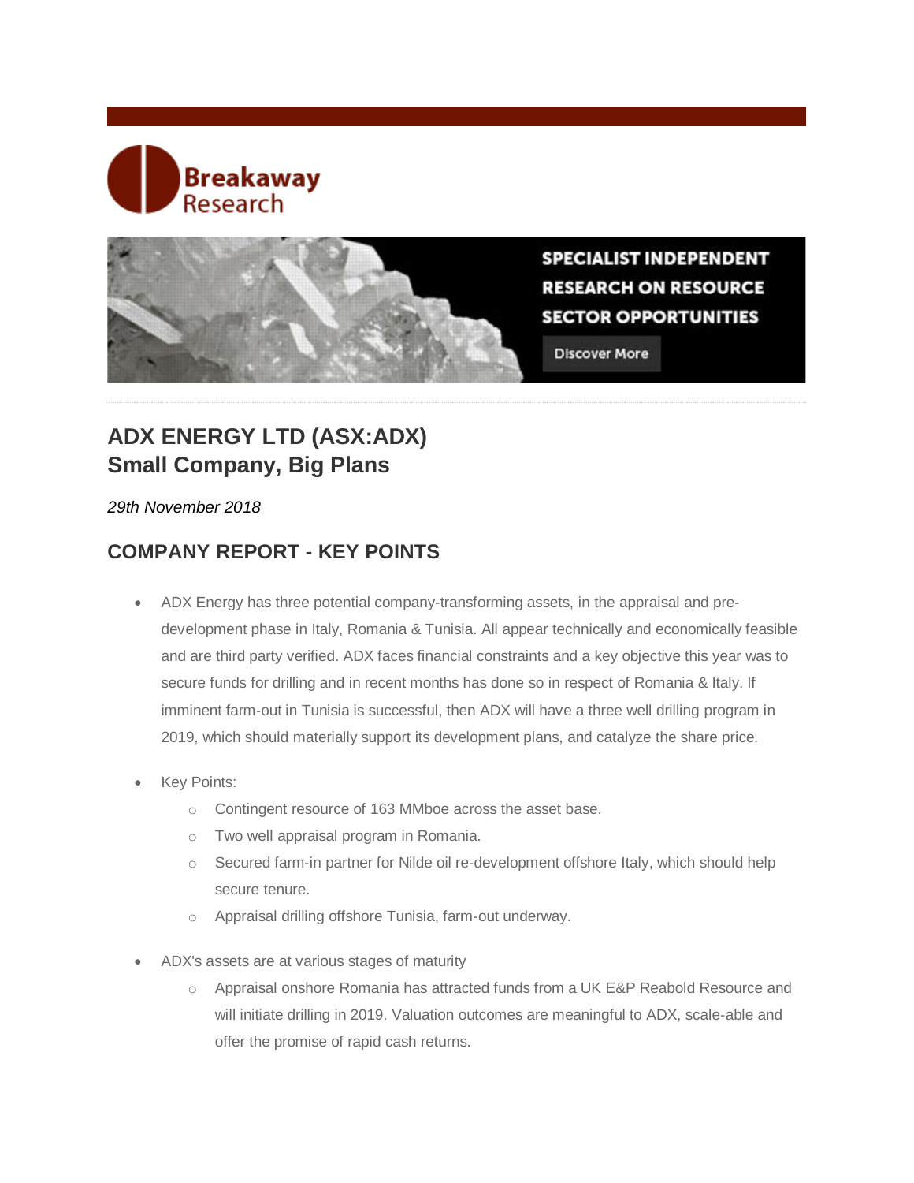Breakaway Research

SPECIALIST INDEPENDENT RESEARCH ON RESOURCE SECTOR OPPORTUNITIES

Discover More

# ADX ENERGY LTD (ASX:ADX)
# Small Company, Big Plans

*29th November 2018*

## COMPANY REPORT - KEY POINTS

- ADX Energy has three potential company-transforming assets, in the appraisal and pre-development phase in Italy, Romania & Tunisia. All appear technically and economically feasible and are third party verified. ADX faces financial constraints and a key objective this year was to secure funds for drilling and in recent months has done so in respect of Romania & Italy. If imminent farm-out in Tunisia is successful, then ADX will have a three well drilling program in 2019, which should materially support its development plans, and catalyze the share price.
- Key Points:
  - Contingent resource of 163 MMboe across the asset base.
  - Two well appraisal program in Romania.
  - Secured farm-in partner for Nilde oil re-development offshore Italy, which should help secure tenure.
  - Appraisal drilling offshore Tunisia, farm-out underway.
- ADX's assets are at various stages of maturity
  - Appraisal onshore Romania has attracted funds from a UK E&P Reabold Resource and will initiate drilling in 2019. Valuation outcomes are meaningful to ADX, scale-able and offer the promise of rapid cash returns.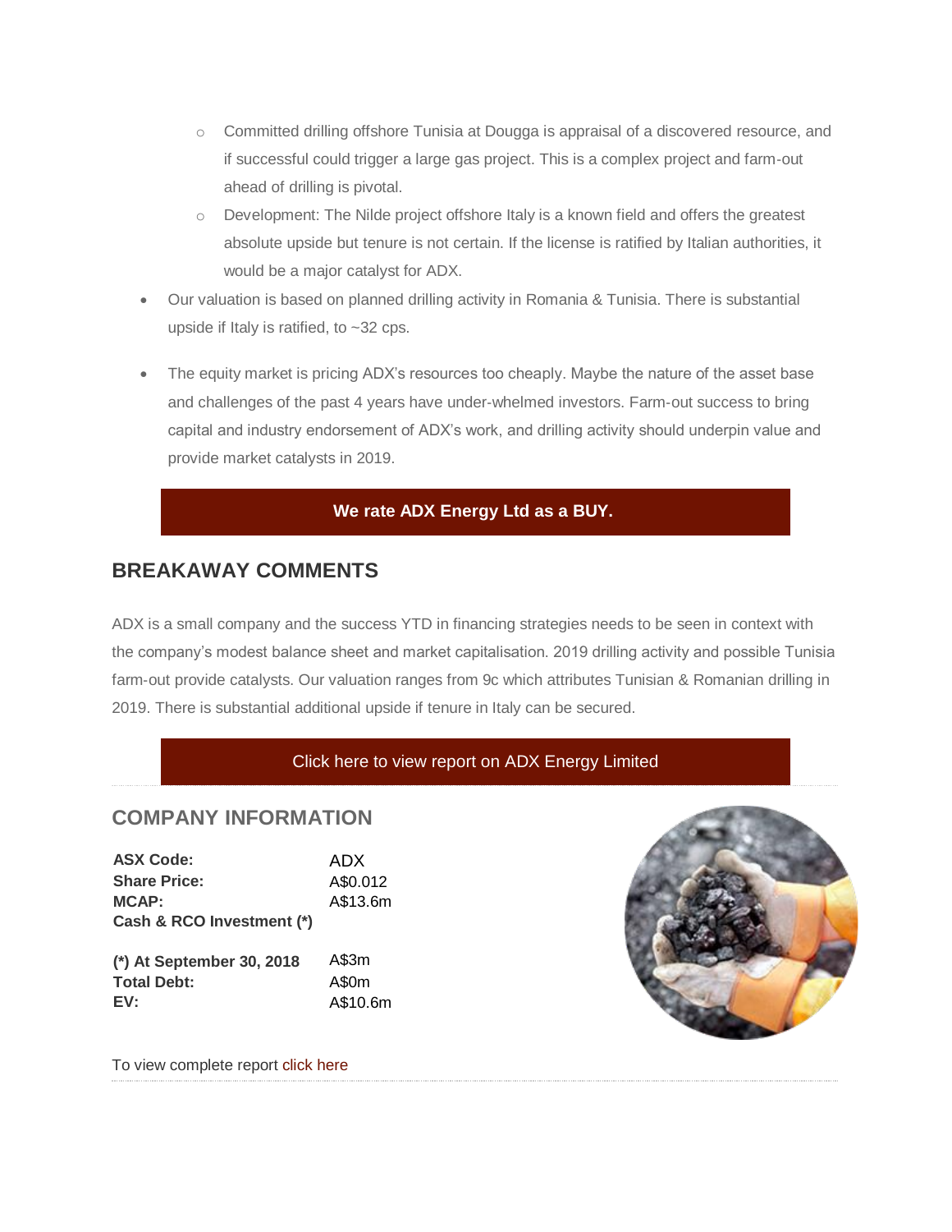- Committed drilling offshore Tunisia at Dougga is appraisal of a discovered resource, and if successful could trigger a large gas project. This is a complex project and farm-out ahead of drilling is pivotal.
    - Development: The Nilde project offshore Italy is a known field and offers the greatest absolute upside but tenure is not certain. If the license is ratified by Italian authorities, it would be a major catalyst for ADX.
- Our valuation is based on planned drilling activity in Romania & Tunisia. There is substantial upside if Italy is ratified, to ~32 cps.
- The equity market is pricing ADX's resources too cheaply. Maybe the nature of the asset base and challenges of the past 4 years have under-whelmed investors. Farm-out success to bring capital and industry endorsement of ADX's work, and drilling activity should underpin value and provide market catalysts in 2019.

**We rate ADX Energy Ltd as a BUY.**

## BREAKAWAY COMMENTS

ADX is a small company and the success YTD in financing strategies needs to be seen in context with the company's modest balance sheet and market capitalisation. 2019 drilling activity and possible Tunisia farm-out provide catalysts. Our valuation ranges from 9c which attributes Tunisian & Romanian drilling in 2019. There is substantial additional upside if tenure in Italy can be secured.

Click here to view report on ADX Energy Limited

## COMPANY INFORMATION

| | |
|---|---|
| **ASX Code:** | ADX |
| **Share Price:** | A$0.012 |
| **MCAP:** | A$13.6m |
| **Cash & RCO Investment (*)** | |
| **(*) At September 30, 2018** | A$3m |
| **Total Debt:** | A$0m |
| **EV:** | A$10.6m |

To view complete report click here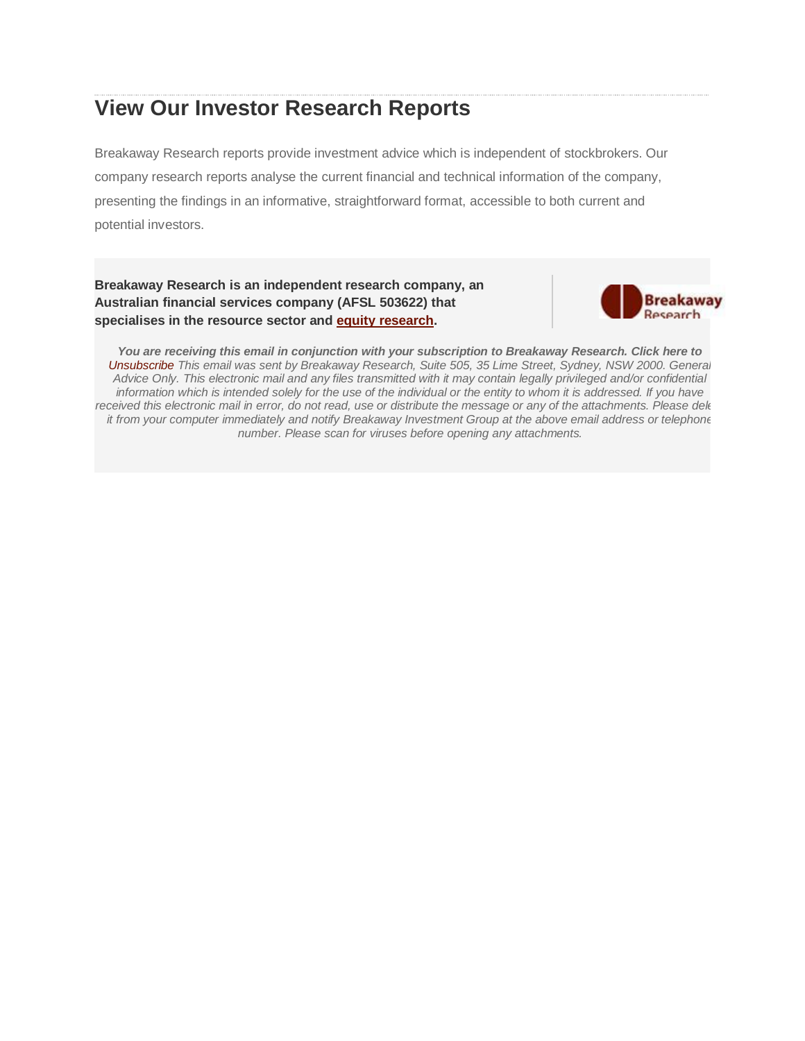## View Our Investor Research Reports

Breakaway Research reports provide investment advice which is independent of stockbrokers. Our company research reports analyse the current financial and technical information of the company, presenting the findings in an informative, straightforward format, accessible to both current and potential investors.

**Breakaway Research is an independent research company, an Australian financial services company (AFSL 503622) that specialises in the resource sector and equity research.**

***You are receiving this email in conjunction with your subscription to Breakaway Research. Click here to*** *Unsubscribe This email was sent by Breakaway Research, Suite 505, 35 Lime Street, Sydney, NSW 2000. General Advice Only. This electronic mail and any files transmitted with it may contain legally privileged and/or confidential information which is intended solely for the use of the individual or the entity to whom it is addressed. If you have received this electronic mail in error, do not read, use or distribute the message or any of the attachments. Please delete it from your computer immediately and notify Breakaway Investment Group at the above email address or telephone number. Please scan for viruses before opening any attachments.*